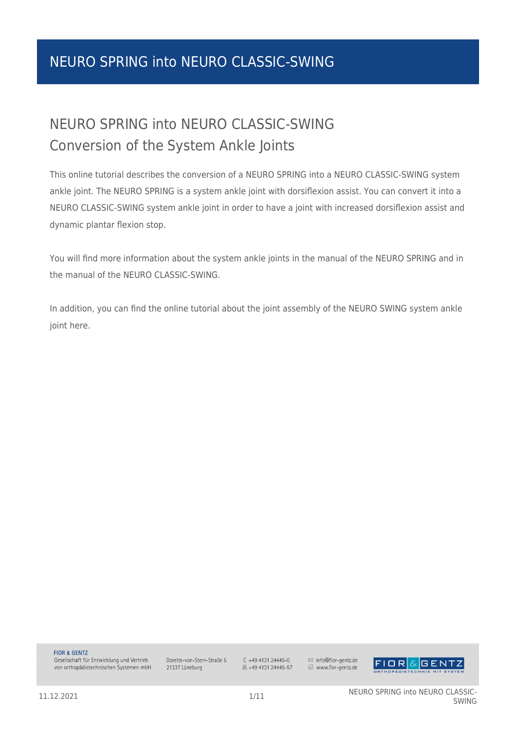# NEURO SPRING into NEURO CLASSIC-SWING

## NEURO SPRING into NEURO CLASSIC-SWING
## Conversion of the System Ankle Joints

This online tutorial describes the conversion of a NEURO SPRING into a NEURO CLASSIC-SWING system ankle joint. The NEURO SPRING is a system ankle joint with dorsiflexion assist. You can convert it into a NEURO CLASSIC-SWING system ankle joint in order to have a joint with increased dorsiflexion assist and dynamic plantar flexion stop.

You will find more information about the system ankle joints in the manual of the NEURO SPRING and in the manual of the NEURO CLASSIC-SWING.

In addition, you can find the online tutorial about the joint assembly of the NEURO SWING system ankle joint here.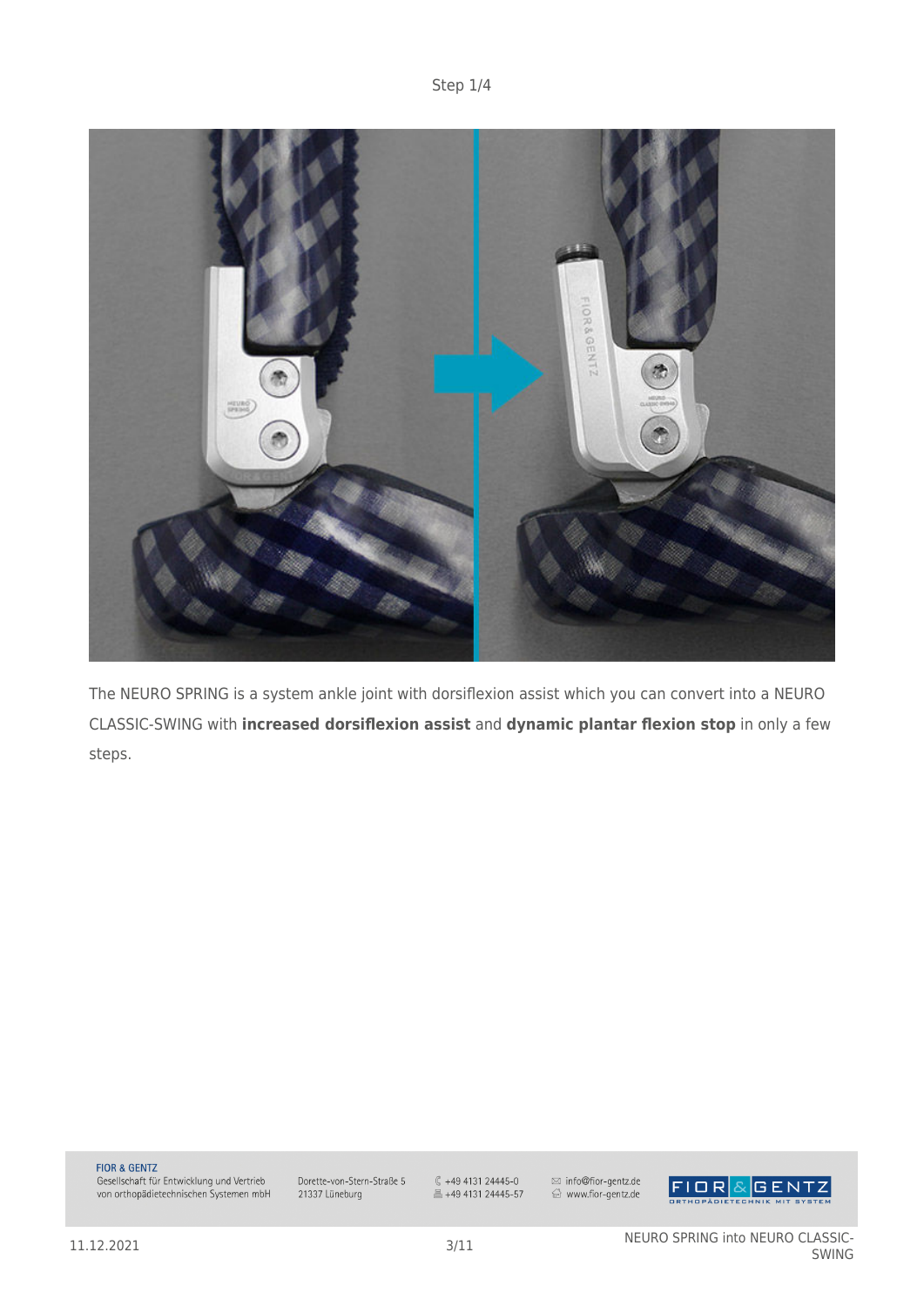Step 1/4

The NEURO SPRING is a system ankle joint with dorsiflexion assist which you can convert into a NEURO CLASSIC-SWING with **increased dorsiflexion assist** and **dynamic plantar flexion stop** in only a few steps.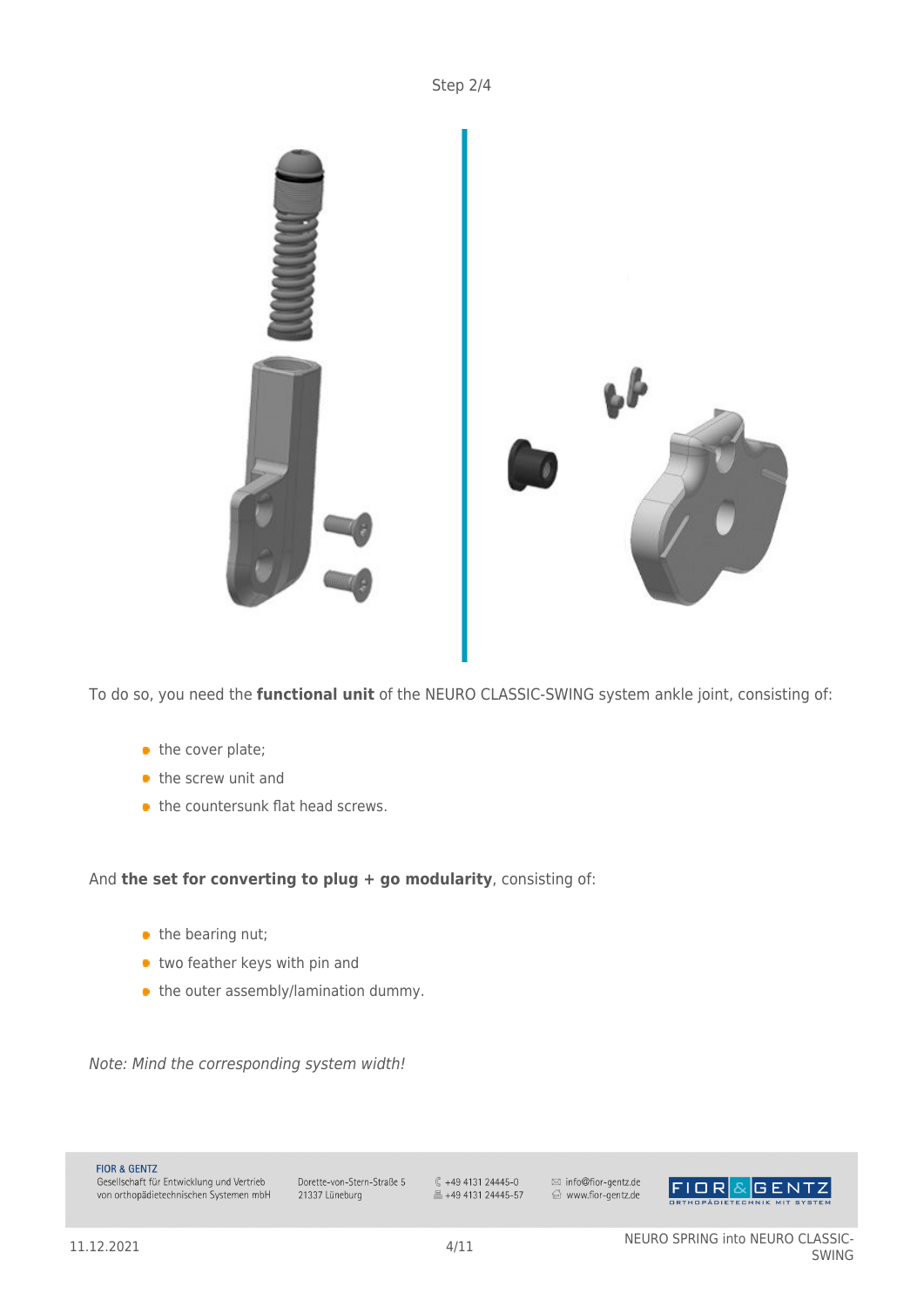Step 2/4

To do so, you need the **functional unit** of the NEURO CLASSIC-SWING system ankle joint, consisting of:

- the cover plate;
- the screw unit and
- the countersunk flat head screws.

And **the set for converting to plug + go modularity**, consisting of:

- the bearing nut;
- two feather keys with pin and
- the outer assembly/lamination dummy.

*Note: Mind the corresponding system width!*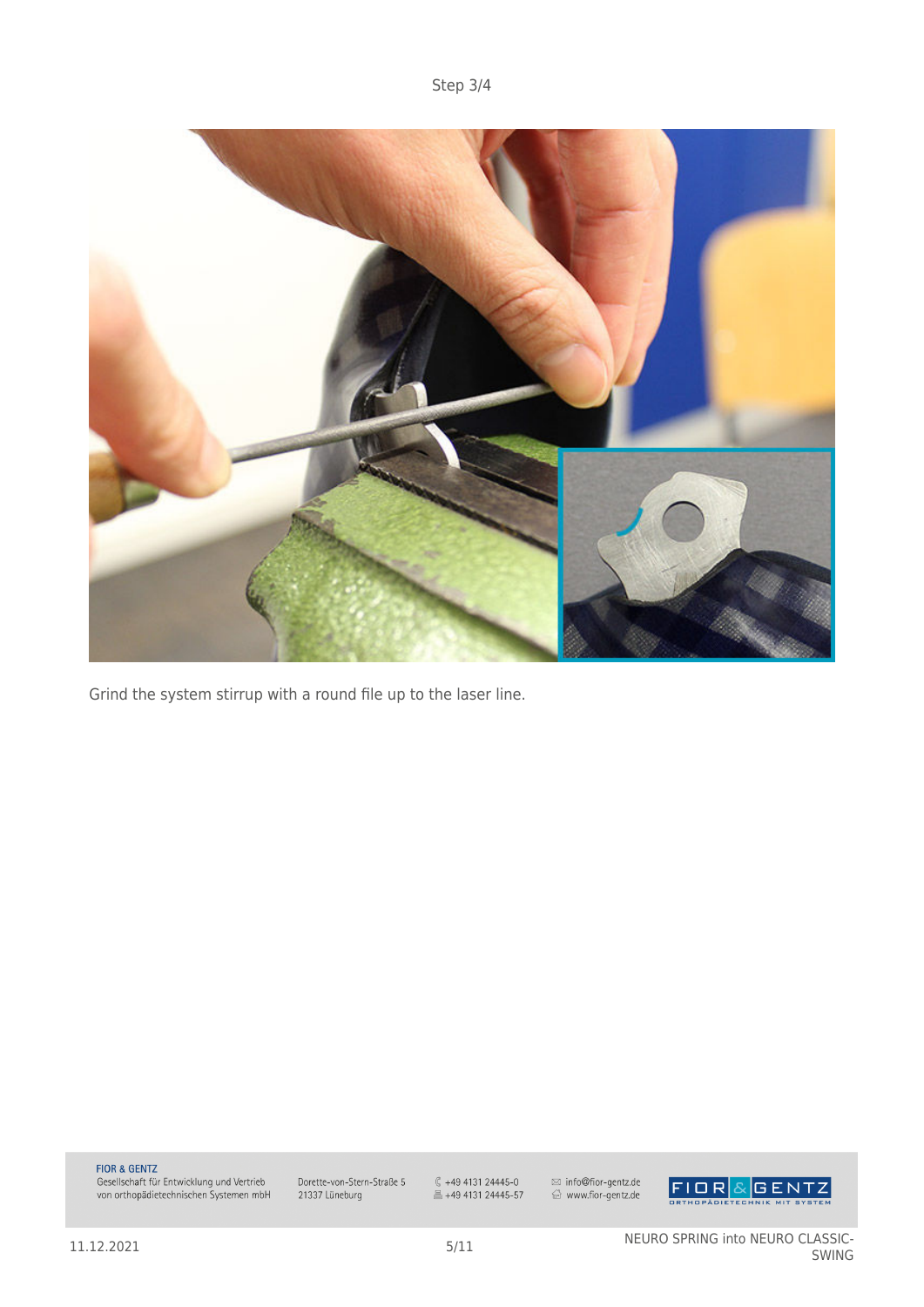Step 3/4

Grind the system stirrup with a round file up to the laser line.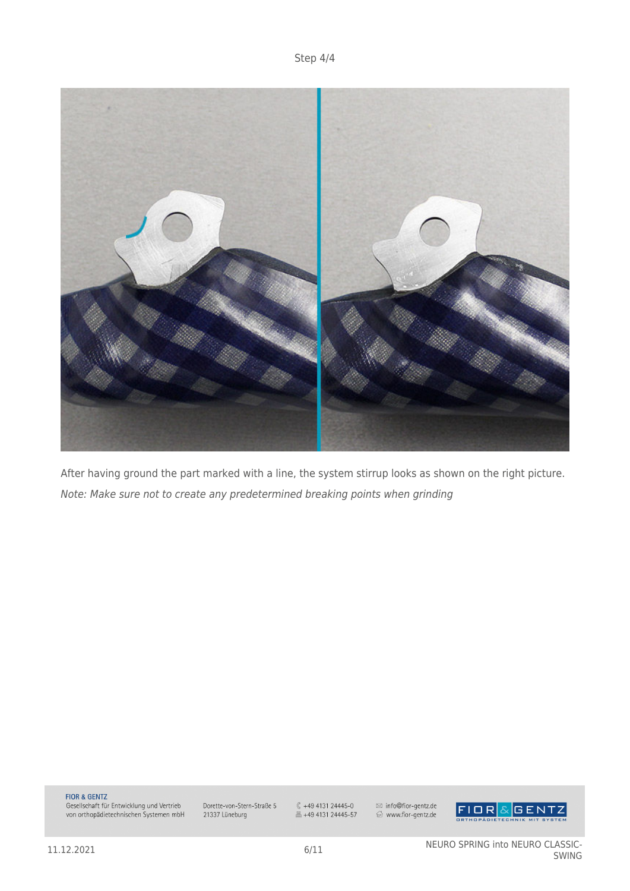Step 4/4

After having ground the part marked with a line, the system stirrup looks as shown on the right picture.

*Note: Make sure not to create any predetermined breaking points when grinding*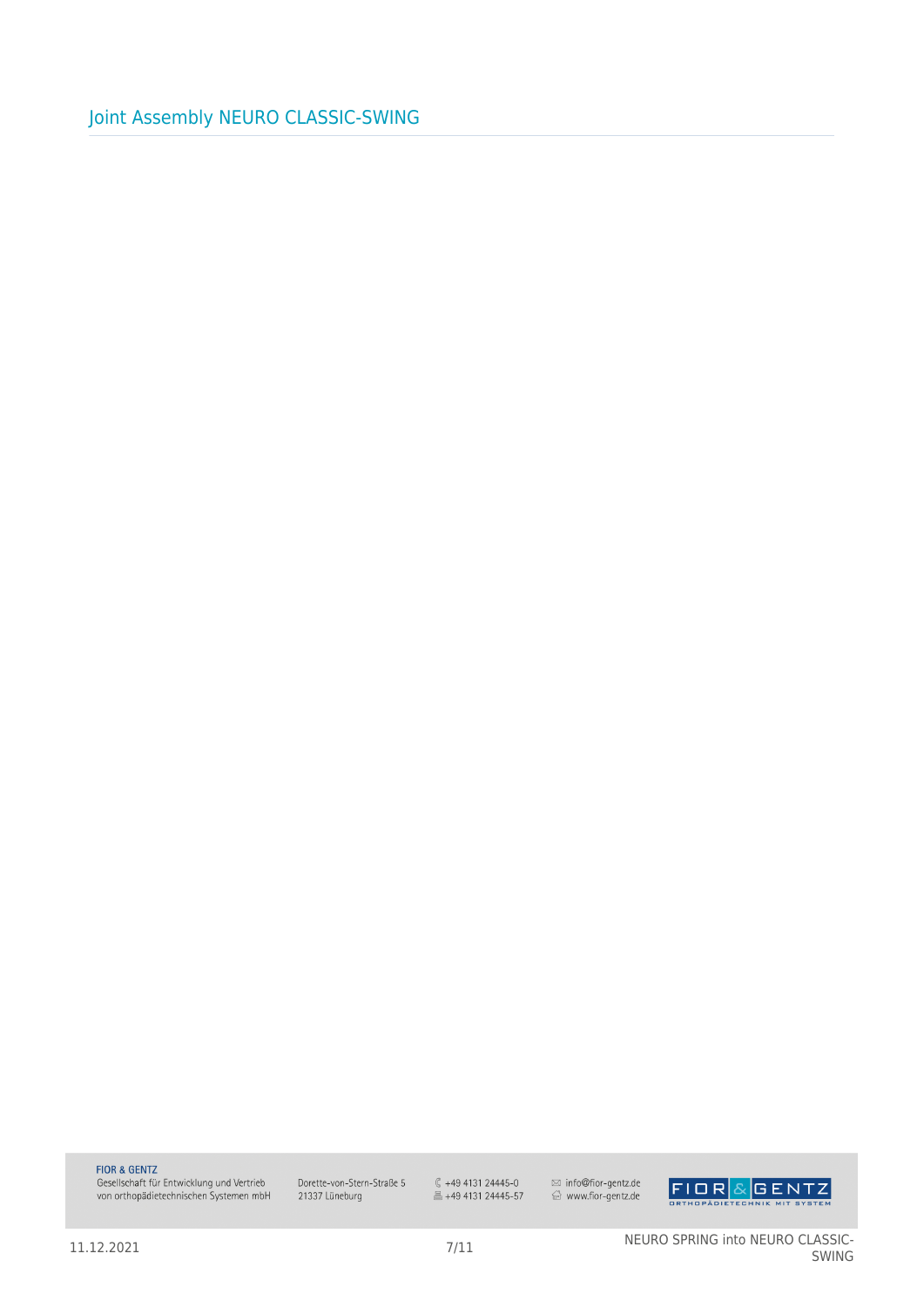## Joint Assembly NEURO CLASSIC-SWING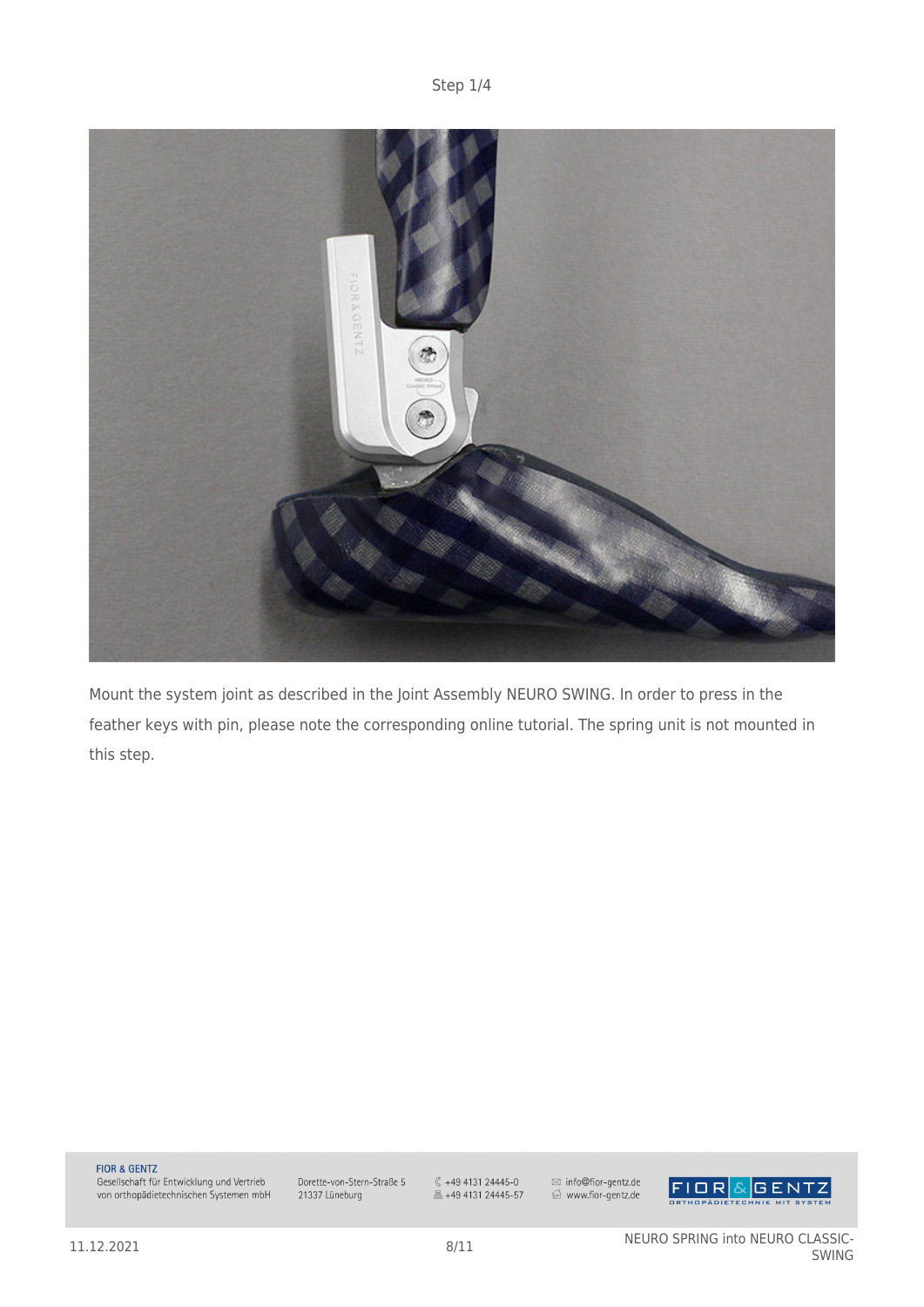Step 1/4

Mount the system joint as described in the Joint Assembly NEURO SWING. In order to press in the feather keys with pin, please note the corresponding online tutorial. The spring unit is not mounted in this step.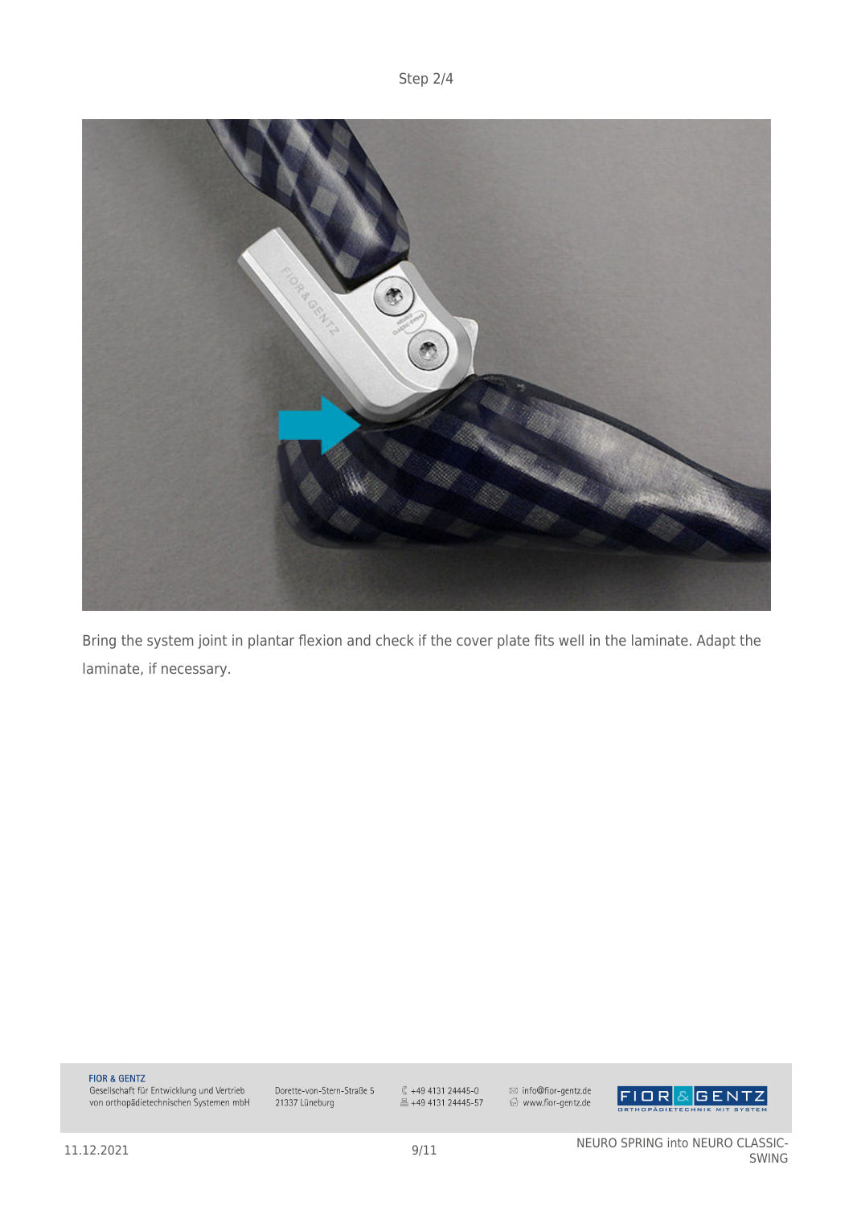Step 2/4

Bring the system joint in plantar flexion and check if the cover plate fits well in the laminate. Adapt the laminate, if necessary.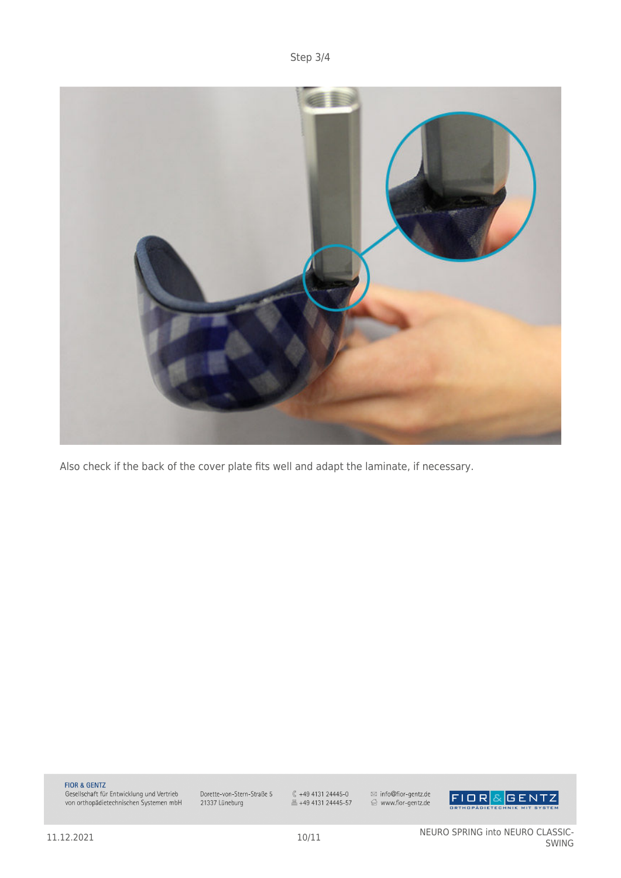Step 3/4

Also check if the back of the cover plate fits well and adapt the laminate, if necessary.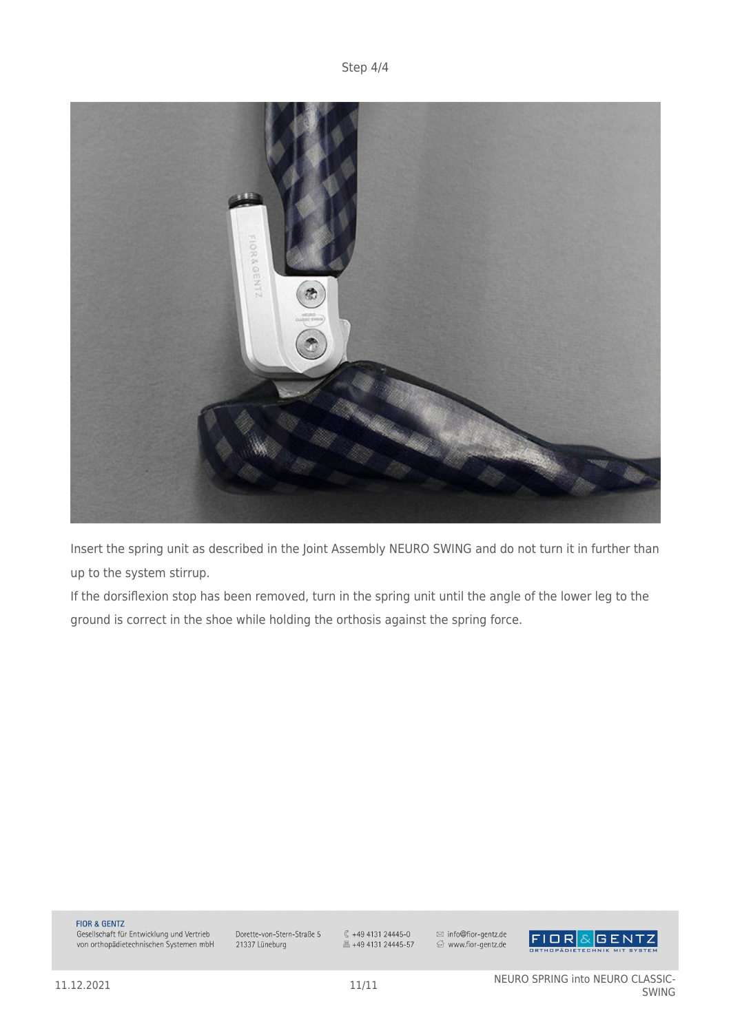Step 4/4

Insert the spring unit as described in the Joint Assembly NEURO SWING and do not turn it in further than up to the system stirrup.

If the dorsiflexion stop has been removed, turn in the spring unit until the angle of the lower leg to the ground is correct in the shoe while holding the orthosis against the spring force.

FIOR & GENTZ
Gesellschaft für Entwicklung und Vertrieb von orthopädietechnischen Systemen mbH

Dorette-von-Stern-Straße 5
21337 Lüneburg

+49 4131 24445-0
+49 4131 24445-57

info@fior-gentz.de
www.fior-gentz.de